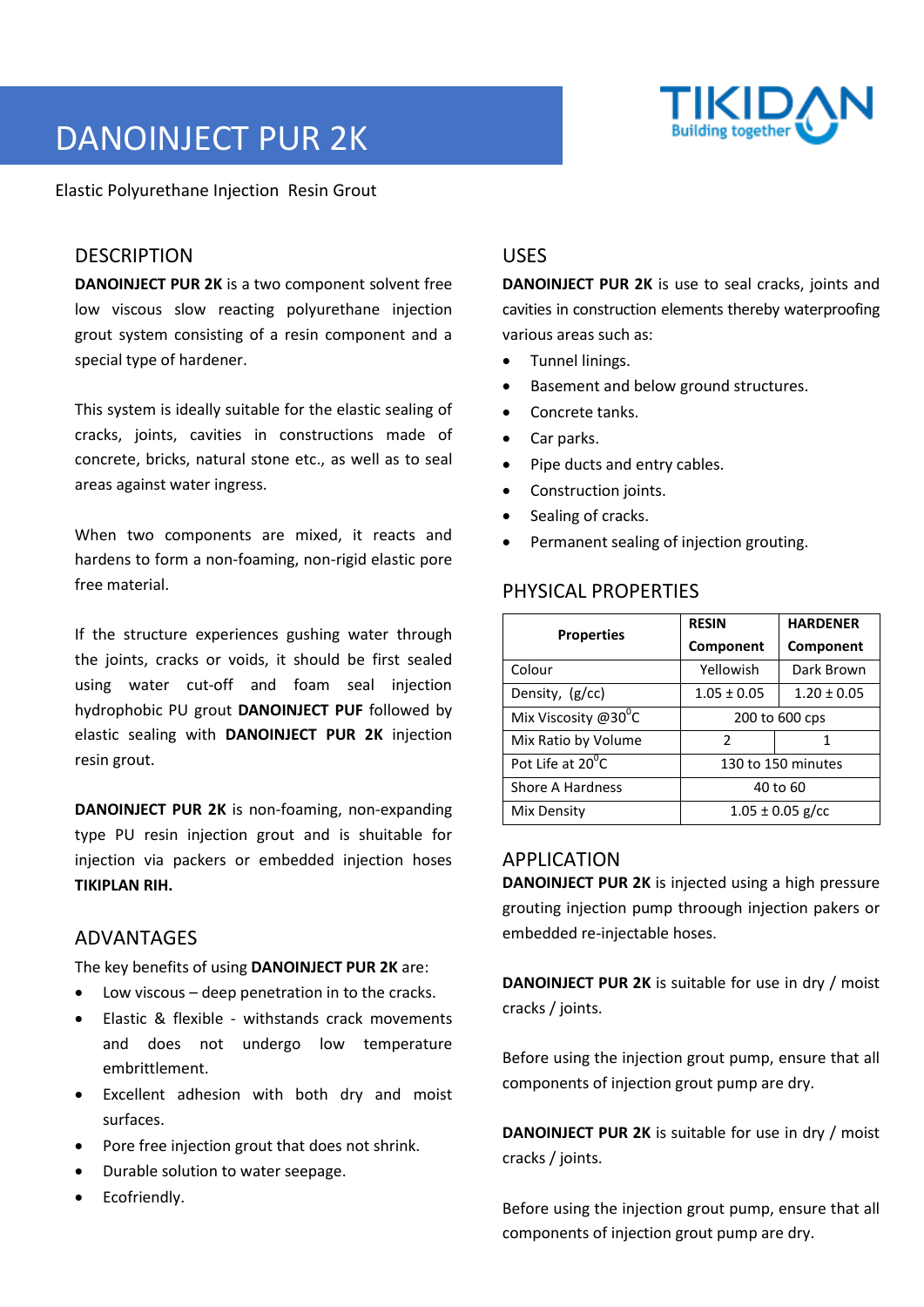# DANOINJECT PUR 2K

Elastic Polyurethane Injection Resin Grout

## DESCRIPTION

**DANOINJECT PUR 2K** is a two component solvent free low viscous slow reacting polyurethane injection grout system consisting of a resin component and a special type of hardener.

This system is ideally suitable for the elastic sealing of cracks, joints, cavities in constructions made of concrete, bricks, natural stone etc., as well as to seal areas against water ingress.

When two components are mixed, it reacts and hardens to form a non-foaming, non-rigid elastic pore free material.

If the structure experiences gushing water through the joints, cracks or voids, it should be first sealed using water cut-off and foam seal injection hydrophobic PU grout **DANOINJECT PUF** followed by elastic sealing with **DANOINJECT PUR 2K** injection resin grout.

**DANOINJECT PUR 2K** is non-foaming, non-expanding type PU resin injection grout and is shuitable for injection via packers or embedded injection hoses **TIKIPLAN RIH.**

## ADVANTAGES

The key benefits of using **DANOINJECT PUR 2K** are:

- Low viscous – deep penetration in to the cracks.
- Elastic & flexible - withstands crack movements and does not undergo low temperature embrittlement.
- Excellent adhesion with both dry and moist surfaces.
- Pore free injection grout that does not shrink.
- Durable solution to water seepage.
- Ecofriendly.

## USES

**DANOINJECT PUR 2K** is use to seal cracks, joints and cavities in construction elements thereby waterproofing various areas such as:

- Tunnel linings.
- Basement and below ground structures.
- Concrete tanks.
- Car parks.
- Pipe ducts and entry cables.
- Construction joints.
- Sealing of cracks.
- Permanent sealing of injection grouting.

## PHYSICAL PROPERTIES

| Properties | RESIN Component | HARDENER Component |
|---|---|---|
| Colour | Yellowish | Dark Brown |
| Density, (g/cc) | 1.05 ± 0.05 | 1.20 ± 0.05 |
| Mix Viscosity @30$^0$C | 200 to 600 cps | |
| Mix Ratio by Volume | 2 | 1 |
| Pot Life at 20$^0$C | 130 to 150 minutes | |
| Shore A Hardness | 40 to 60 | |
| Mix Density | 1.05 ± 0.05 g/cc | |

## APPLICATION

**DANOINJECT PUR 2K** is injected using a high pressure grouting injection pump throough injection pakers or embedded re-injectable hoses.

**DANOINJECT PUR 2K** is suitable for use in dry / moist cracks / joints.

Before using the injection grout pump, ensure that all components of injection grout pump are dry.

**DANOINJECT PUR 2K** is suitable for use in dry / moist cracks / joints.

Before using the injection grout pump, ensure that all components of injection grout pump are dry.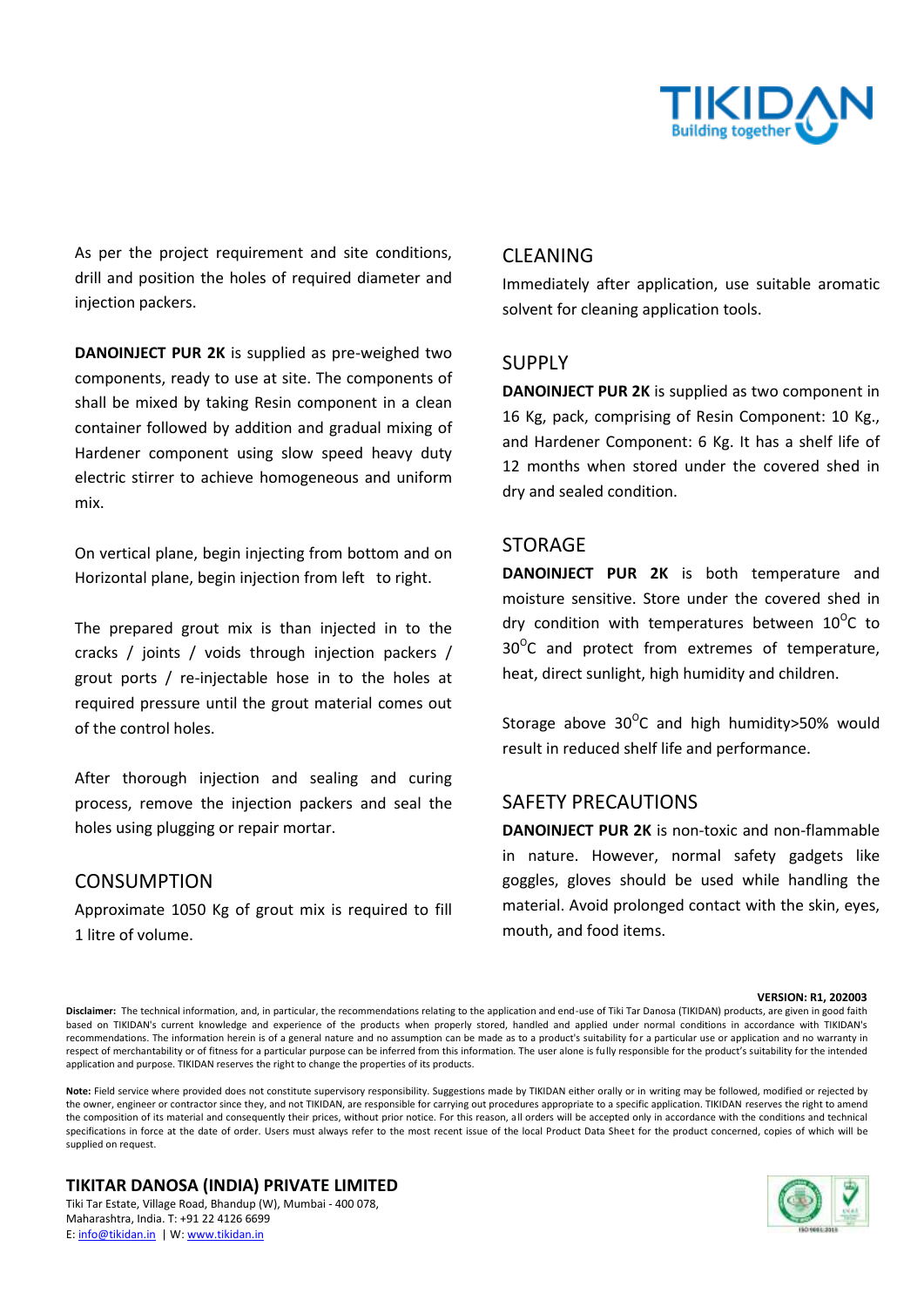As per the project requirement and site conditions, drill and position the holes of required diameter and injection packers.

**DANOINJECT PUR 2K** is supplied as pre-weighed two components, ready to use at site. The components of shall be mixed by taking Resin component in a clean container followed by addition and gradual mixing of Hardener component using slow speed heavy duty electric stirrer to achieve homogeneous and uniform mix.

On vertical plane, begin injecting from bottom and on Horizontal plane, begin injection from left to right.

The prepared grout mix is than injected in to the cracks / joints / voids through injection packers / grout ports / re-injectable hose in to the holes at required pressure until the grout material comes out of the control holes.

After thorough injection and sealing and curing process, remove the injection packers and seal the holes using plugging or repair mortar.

## CONSUMPTION

Approximate 1050 Kg of grout mix is required to fill 1 litre of volume.

## CLEANING

Immediately after application, use suitable aromatic solvent for cleaning application tools.

## SUPPLY

**DANOINJECT PUR 2K** is supplied as two component in 16 Kg, pack, comprising of Resin Component: 10 Kg., and Hardener Component: 6 Kg. It has a shelf life of 12 months when stored under the covered shed in dry and sealed condition.

## STORAGE

**DANOINJECT PUR 2K** is both temperature and moisture sensitive. Store under the covered shed in dry condition with temperatures between $10^{O}$C to $30^{O}$C and protect from extremes of temperature, heat, direct sunlight, high humidity and children.

Storage above $30^{O}$C and high humidity>50% would result in reduced shelf life and performance.

## SAFETY PRECAUTIONS

**DANOINJECT PUR 2K** is non-toxic and non-flammable in nature. However, normal safety gadgets like goggles, gloves should be used while handling the material. Avoid prolonged contact with the skin, eyes, mouth, and food items.

**VERSION: R1, 202003**

**Disclaimer:** The technical information, and, in particular, the recommendations relating to the application and end-use of Tiki Tar Danosa (TIKIDAN) products, are given in good faith based on TIKIDAN's current knowledge and experience of the products when properly stored, handled and applied under normal conditions in accordance with TIKIDAN's recommendations. The information herein is of a general nature and no assumption can be made as to a product's suitability for a particular use or application and no warranty in respect of merchantability or of fitness for a particular purpose can be inferred from this information. The user alone is fully responsible for the product's suitability for the intended application and purpose. TIKIDAN reserves the right to change the properties of its products.

**Note:** Field service where provided does not constitute supervisory responsibility. Suggestions made by TIKIDAN either orally or in writing may be followed, modified or rejected by the owner, engineer or contractor since they, and not TIKIDAN, are responsible for carrying out procedures appropriate to a specific application. TIKIDAN reserves the right to amend the composition of its material and consequently their prices, without prior notice. For this reason, all orders will be accepted only in accordance with the conditions and technical specifications in force at the date of order. Users must always refer to the most recent issue of the local Product Data Sheet for the product concerned, copies of which will be supplied on request.

**TIKITAR DANOSA (INDIA) PRIVATE LIMITED**
Tiki Tar Estate, Village Road, Bhandup (W), Mumbai - 400 078,
Maharashtra, India. T: +91 22 4126 6699
E: info@tikidan.in | W: www.tikidan.in